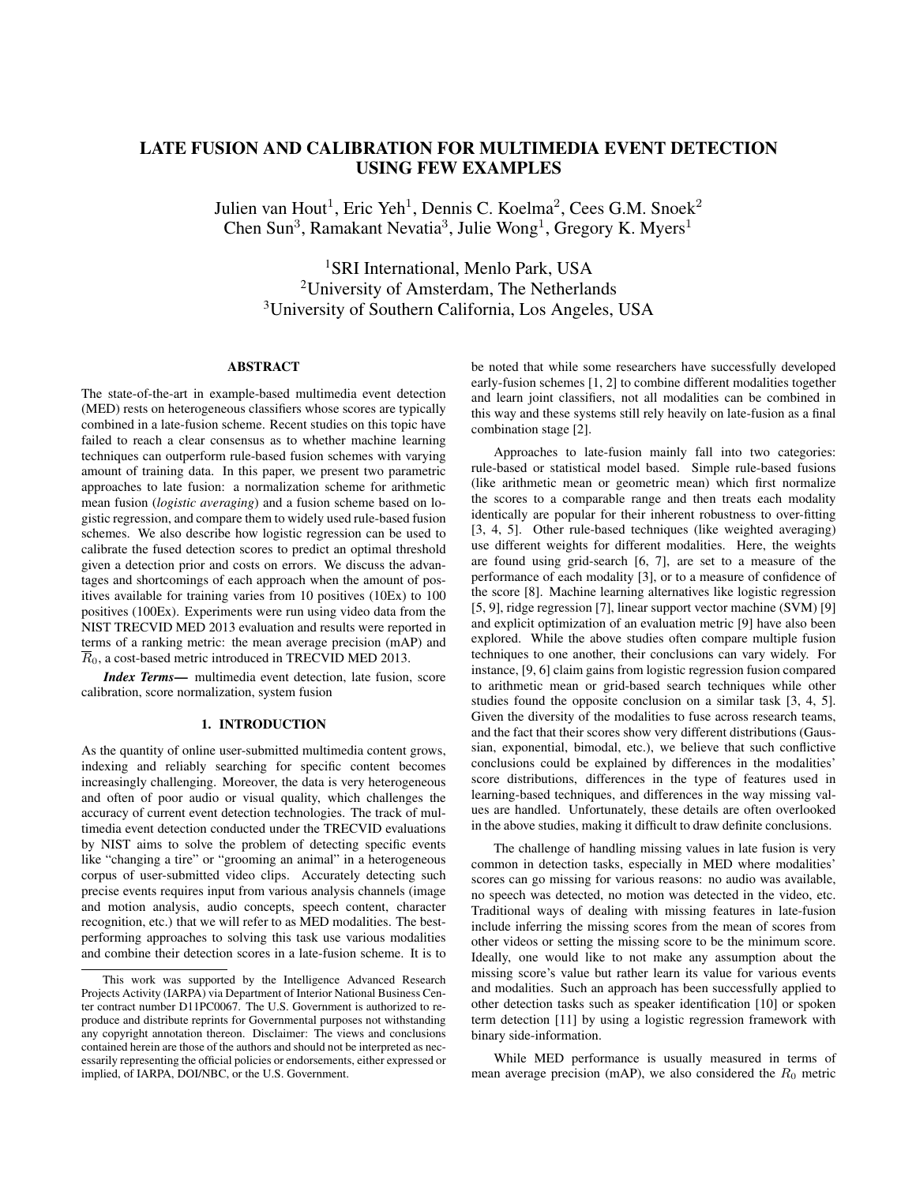# LATE FUSION AND CALIBRATION FOR MULTIMEDIA EVENT DETECTION USING FEW EXAMPLES

Julien van Hout[1], Eric Yeh[1], Dennis C. Koelma[2], Cees G.M. Snoek[2]
Chen Sun[3], Ramakant Nevatia[3], Julie Wong[1], Gregory K. Myers[1]

[1]SRI International, Menlo Park, USA
[2]University of Amsterdam, The Netherlands
[3]University of Southern California, Los Angeles, USA

## ABSTRACT

The state-of-the-art in example-based multimedia event detection (MED) rests on heterogeneous classifiers whose scores are typically combined in a late-fusion scheme. Recent studies on this topic have failed to reach a clear consensus as to whether machine learning techniques can outperform rule-based fusion schemes with varying amount of training data. In this paper, we present two parametric approaches to late fusion: a normalization scheme for arithmetic mean fusion (*logistic averaging*) and a fusion scheme based on logistic regression, and compare them to widely used rule-based fusion schemes. We also describe how logistic regression can be used to calibrate the fused detection scores to predict an optimal threshold given a detection prior and costs on errors. We discuss the advantages and shortcomings of each approach when the amount of positives available for training varies from 10 positives (10Ex) to 100 positives (100Ex). Experiments were run using video data from the NIST TRECVID MED 2013 evaluation and results were reported in terms of a ranking metric: the mean average precision (mAP) and $\overline{R}_0$, a cost-based metric introduced in TRECVID MED 2013.

***Index Terms***— multimedia event detection, late fusion, score calibration, score normalization, system fusion

## 1. INTRODUCTION

As the quantity of online user-submitted multimedia content grows, indexing and reliably searching for specific content becomes increasingly challenging. Moreover, the data is very heterogeneous and often of poor audio or visual quality, which challenges the accuracy of current event detection technologies. The track of multimedia event detection conducted under the TRECVID evaluations by NIST aims to solve the problem of detecting specific events like "changing a tire" or "grooming an animal" in a heterogeneous corpus of user-submitted video clips. Accurately detecting such precise events requires input from various analysis channels (image and motion analysis, audio concepts, speech content, character recognition, etc.) that we will refer to as MED modalities. The best-performing approaches to solving this task use various modalities and combine their detection scores in a late-fusion scheme. It is to be noted that while some researchers have successfully developed early-fusion schemes [1, 2] to combine different modalities together and learn joint classifiers, not all modalities can be combined in this way and these systems still rely heavily on late-fusion as a final combination stage [2].

Approaches to late-fusion mainly fall into two categories: rule-based or statistical model based. Simple rule-based fusions (like arithmetic mean or geometric mean) which first normalize the scores to a comparable range and then treats each modality identically are popular for their inherent robustness to over-fitting [3, 4, 5]. Other rule-based techniques (like weighted averaging) use different weights for different modalities. Here, the weights are found using grid-search [6, 7], are set to a measure of the performance of each modality [3], or to a measure of confidence of the score [8]. Machine learning alternatives like logistic regression [5, 9], ridge regression [7], linear support vector machine (SVM) [9] and explicit optimization of an evaluation metric [9] have also been explored. While the above studies often compare multiple fusion techniques to one another, their conclusions can vary widely. For instance, [9, 6] claim gains from logistic regression fusion compared to arithmetic mean or grid-based search techniques while other studies found the opposite conclusion on a similar task [3, 4, 5]. Given the diversity of the modalities to fuse across research teams, and the fact that their scores show very different distributions (Gaussian, exponential, bimodal, etc.), we believe that such conflictive conclusions could be explained by differences in the modalities' score distributions, differences in the type of features used in learning-based techniques, and differences in the way missing values are handled. Unfortunately, these details are often overlooked in the above studies, making it difficult to draw definite conclusions.

The challenge of handling missing values in late fusion is very common in detection tasks, especially in MED where modalities' scores can go missing for various reasons: no audio was available, no speech was detected, no motion was detected in the video, etc. Traditional ways of dealing with missing features in late-fusion include inferring the missing scores from the mean of scores from other videos or setting the missing score to be the minimum score. Ideally, one would like to not make any assumption about the missing score's value but rather learn its value for various events and modalities. Such an approach has been successfully applied to other detection tasks such as speaker identification [10] or spoken term detection [11] by using a logistic regression framework with binary side-information.

While MED performance is usually measured in terms of mean average precision (mAP), we also considered the $R_0$ metric

This work was supported by the Intelligence Advanced Research Projects Activity (IARPA) via Department of Interior National Business Center contract number D11PC0067. The U.S. Government is authorized to reproduce and distribute reprints for Governmental purposes not withstanding any copyright annotation thereon. Disclaimer: The views and conclusions contained herein are those of the authors and should not be interpreted as necessarily representing the official policies or endorsements, either expressed or implied, of IARPA, DOI/NBC, or the U.S. Government.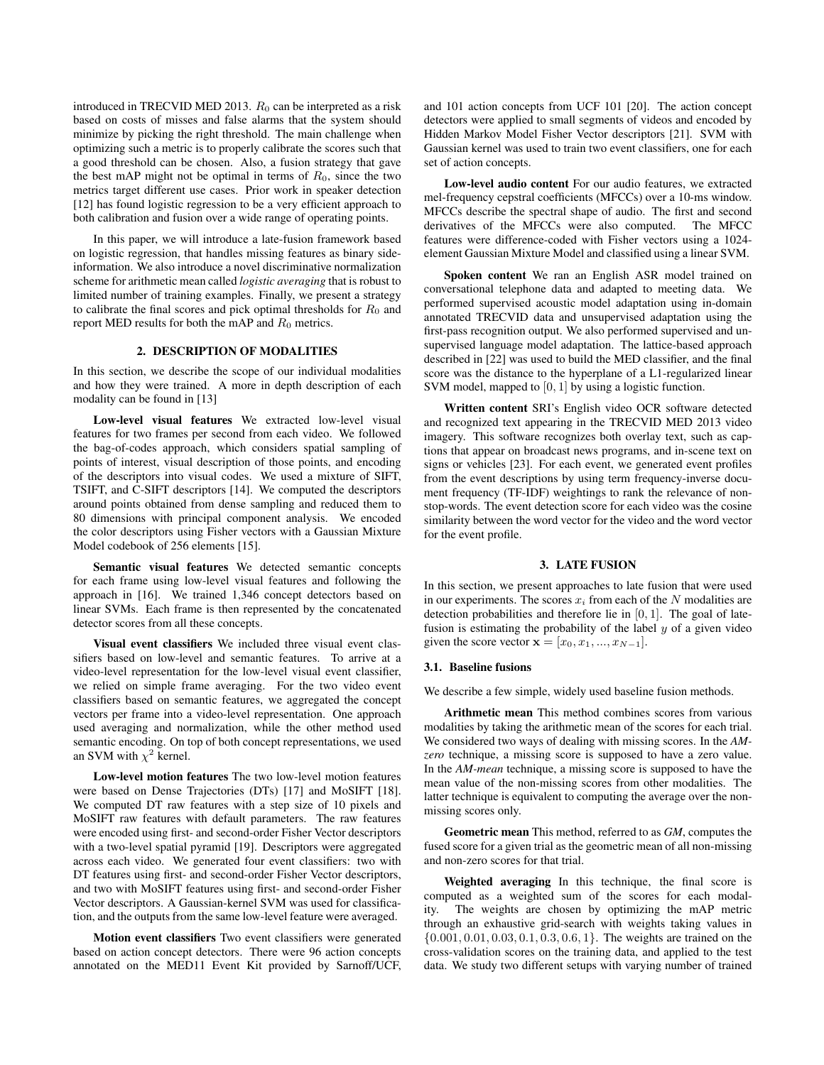introduced in TRECVID MED 2013. $R_0$ can be interpreted as a risk based on costs of misses and false alarms that the system should minimize by picking the right threshold. The main challenge when optimizing such a metric is to properly calibrate the scores such that a good threshold can be chosen. Also, a fusion strategy that gave the best mAP might not be optimal in terms of $R_0$, since the two metrics target different use cases. Prior work in speaker detection [12] has found logistic regression to be a very efficient approach to both calibration and fusion over a wide range of operating points.

In this paper, we will introduce a late-fusion framework based on logistic regression, that handles missing features as binary side-information. We also introduce a novel discriminative normalization scheme for arithmetic mean called *logistic averaging* that is robust to limited number of training examples. Finally, we present a strategy to calibrate the final scores and pick optimal thresholds for $R_0$ and report MED results for both the mAP and $R_0$ metrics.

## 2. DESCRIPTION OF MODALITIES

In this section, we describe the scope of our individual modalities and how they were trained. A more in depth description of each modality can be found in [13]

**Low-level visual features** We extracted low-level visual features for two frames per second from each video. We followed the bag-of-codes approach, which considers spatial sampling of points of interest, visual description of those points, and encoding of the descriptors into visual codes. We used a mixture of SIFT, TSIFT, and C-SIFT descriptors [14]. We computed the descriptors around points obtained from dense sampling and reduced them to 80 dimensions with principal component analysis. We encoded the color descriptors using Fisher vectors with a Gaussian Mixture Model codebook of 256 elements [15].

**Semantic visual features** We detected semantic concepts for each frame using low-level visual features and following the approach in [16]. We trained 1,346 concept detectors based on linear SVMs. Each frame is then represented by the concatenated detector scores from all these concepts.

**Visual event classifiers** We included three visual event classifiers based on low-level and semantic features. To arrive at a video-level representation for the low-level visual event classifier, we relied on simple frame averaging. For the two video event classifiers based on semantic features, we aggregated the concept vectors per frame into a video-level representation. One approach used averaging and normalization, while the other method used semantic encoding. On top of both concept representations, we used an SVM with $\chi^2$ kernel.

**Low-level motion features** The two low-level motion features were based on Dense Trajectories (DTs) [17] and MoSIFT [18]. We computed DT raw features with a step size of 10 pixels and MoSIFT raw features with default parameters. The raw features were encoded using first- and second-order Fisher Vector descriptors with a two-level spatial pyramid [19]. Descriptors were aggregated across each video. We generated four event classifiers: two with DT features using first- and second-order Fisher Vector descriptors, and two with MoSIFT features using first- and second-order Fisher Vector descriptors. A Gaussian-kernel SVM was used for classification, and the outputs from the same low-level feature were averaged.

**Motion event classifiers** Two event classifiers were generated based on action concept detectors. There were 96 action concepts annotated on the MED11 Event Kit provided by Sarnoff/UCF, and 101 action concepts from UCF 101 [20]. The action concept detectors were applied to small segments of videos and encoded by Hidden Markov Model Fisher Vector descriptors [21]. SVM with Gaussian kernel was used to train two event classifiers, one for each set of action concepts.

**Low-level audio content** For our audio features, we extracted mel-frequency cepstral coefficients (MFCCs) over a 10-ms window. MFCCs describe the spectral shape of audio. The first and second derivatives of the MFCCs were also computed. The MFCC features were difference-coded with Fisher vectors using a 1024-element Gaussian Mixture Model and classified using a linear SVM.

**Spoken content** We ran an English ASR model trained on conversational telephone data and adapted to meeting data. We performed supervised acoustic model adaptation using in-domain annotated TRECVID data and unsupervised adaptation using the first-pass recognition output. We also performed supervised and unsupervised language model adaptation. The lattice-based approach described in [22] was used to build the MED classifier, and the final score was the distance to the hyperplane of a L1-regularized linear SVM model, mapped to $[0, 1]$ by using a logistic function.

**Written content** SRI's English video OCR software detected and recognized text appearing in the TRECVID MED 2013 video imagery. This software recognizes both overlay text, such as captions that appear on broadcast news programs, and in-scene text on signs or vehicles [23]. For each event, we generated event profiles from the event descriptions by using term frequency-inverse document frequency (TF-IDF) weightings to rank the relevance of non-stop-words. The event detection score for each video was the cosine similarity between the word vector for the video and the word vector for the event profile.

## 3. LATE FUSION

In this section, we present approaches to late fusion that were used in our experiments. The scores $x_i$ from each of the $N$ modalities are detection probabilities and therefore lie in $[0, 1]$. The goal of late-fusion is estimating the probability of the label $y$ of a given video given the score vector $\mathbf{x} = [x_0, x_1, ..., x_{N-1}]$.

### 3.1. Baseline fusions

We describe a few simple, widely used baseline fusion methods.

**Arithmetic mean** This method combines scores from various modalities by taking the arithmetic mean of the scores for each trial. We considered two ways of dealing with missing scores. In the *AM-zero* technique, a missing score is supposed to have a zero value. In the *AM-mean* technique, a missing score is supposed to have the mean value of the non-missing scores from other modalities. The latter technique is equivalent to computing the average over the non-missing scores only.

**Geometric mean** This method, referred to as *GM*, computes the fused score for a given trial as the geometric mean of all non-missing and non-zero scores for that trial.

**Weighted averaging** In this technique, the final score is computed as a weighted sum of the scores for each modality. The weights are chosen by optimizing the mAP metric through an exhaustive grid-search with weights taking values in $\{0.001, 0.01, 0.03, 0.1, 0.3, 0.6, 1\}$. The weights are trained on the cross-validation scores on the training data, and applied to the test data. We study two different setups with varying number of trained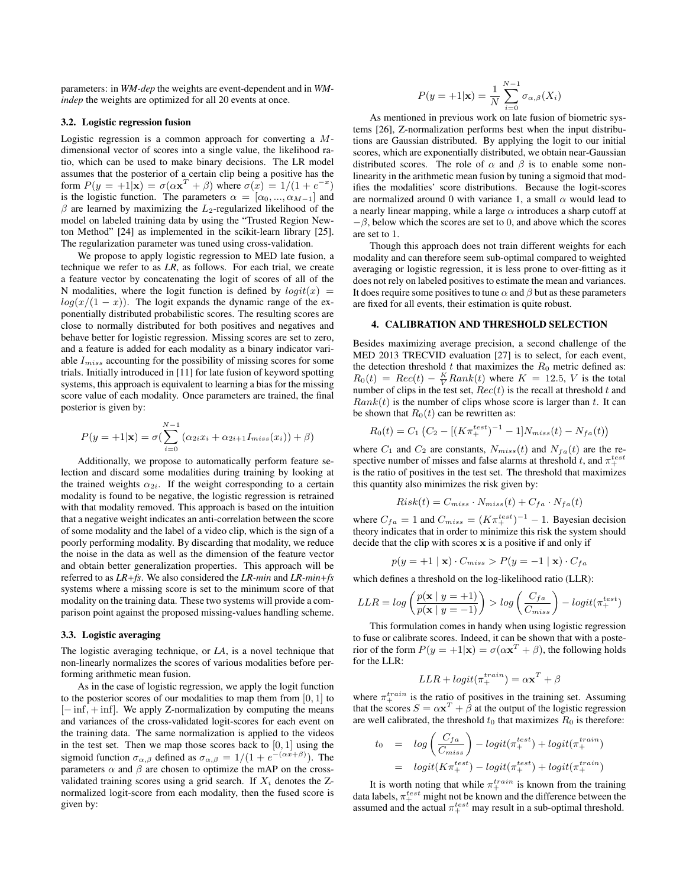parameters: in *WM-dep* the weights are event-dependent and in *WM-indep* the weights are optimized for all 20 events at once.

### 3.2. Logistic regression fusion

Logistic regression is a common approach for converting a $M$-dimensional vector of scores into a single value, the likelihood ratio, which can be used to make binary decisions. The LR model assumes that the posterior of a certain clip being a positive has the form $P(y = +1|\mathbf{x}) = \sigma(\alpha \mathbf{x}^T + \beta)$ where $\sigma(x) = 1/(1 + e^{-x})$ is the logistic function. The parameters $\alpha = [\alpha_0, ..., \alpha_{M-1}]$ and $\beta$ are learned by maximizing the $L_2$-regularized likelihood of the model on labeled training data by using the "Trusted Region Newton Method" [24] as implemented in the scikit-learn library [25]. The regularization parameter was tuned using cross-validation.

We propose to apply logistic regression to MED late fusion, a technique we refer to as *LR*, as follows. For each trial, we create a feature vector by concatenating the logit of scores of all of the N modalities, where the logit function is defined by $logit(x) = log(x/(1-x))$. The logit expands the dynamic range of the exponentially distributed probabilistic scores. The resulting scores are close to normally distributed for both positives and negatives and behave better for logistic regression. Missing scores are set to zero, and a feature is added for each modality as a binary indicator variable $I_{miss}$ accounting for the possibility of missing scores for some trials. Initially introduced in [11] for late fusion of keyword spotting systems, this approach is equivalent to learning a bias for the missing score value of each modality. Once parameters are trained, the final posterior is given by:

$$P(y = +1|\mathbf{x}) = \sigma(\sum_{i=0}^{N-1} (\alpha_{2i} x_i + \alpha_{2i+1} I_{miss}(x_i)) + \beta)$$

Additionally, we propose to automatically perform feature selection and discard some modalities during training by looking at the trained weights $\alpha_{2i}$. If the weight corresponding to a certain modality is found to be negative, the logistic regression is retrained with that modality removed. This approach is based on the intuition that a negative weight indicates an anti-correlation between the score of some modality and the label of a video clip, which is the sign of a poorly performing modality. By discarding that modality, we reduce the noise in the data as well as the dimension of the feature vector and obtain better generalization properties. This approach will be referred to as *LR+fs*. We also considered the *LR-min* and *LR-min+fs* systems where a missing score is set to the minimum score of that modality on the training data. These two systems will provide a comparison point against the proposed missing-values handling scheme.

### 3.3. Logistic averaging

The logistic averaging technique, or *LA*, is a novel technique that non-linearly normalizes the scores of various modalities before performing arithmetic mean fusion.

As in the case of logistic regression, we apply the logit function to the posterior scores of our modalities to map them from $[0, 1]$ to $[-\inf, +\inf]$. We apply Z-normalization by computing the means and variances of the cross-validated logit-scores for each event on the training data. The same normalization is applied to the videos in the test set. Then we map those scores back to $[0, 1]$ using the sigmoid function $\sigma_{\alpha,\beta}$ defined as $\sigma_{\alpha,\beta} = 1/(1 + e^{-(\alpha x + \beta)})$. The parameters $\alpha$ and $\beta$ are chosen to optimize the mAP on the cross-validated training scores using a grid search. If $X_i$ denotes the Z-normalized logit-score from each modality, then the fused score is given by:

$$P(y = +1|\mathbf{x}) = \frac{1}{N} \sum_{i=0}^{N-1} \sigma_{\alpha,\beta}(X_i)$$

As mentioned in previous work on late fusion of biometric systems [26], Z-normalization performs best when the input distributions are Gaussian distributed. By applying the logit to our initial scores, which are exponentially distributed, we obtain near-Gaussian distributed scores. The role of $\alpha$ and $\beta$ is to enable some non-linearity in the arithmetic mean fusion by tuning a sigmoid that modifies the modalities' score distributions. Because the logit-scores are normalized around 0 with variance 1, a small $\alpha$ would lead to a nearly linear mapping, while a large $\alpha$ introduces a sharp cutoff at $-\beta$, below which the scores are set to 0, and above which the scores are set to 1.

Though this approach does not train different weights for each modality and can therefore seem sub-optimal compared to weighted averaging or logistic regression, it is less prone to over-fitting as it does not rely on labeled positives to estimate the mean and variances. It does require some positives to tune $\alpha$ and $\beta$ but as these parameters are fixed for all events, their estimation is quite robust.

## 4. CALIBRATION AND THRESHOLD SELECTION

Besides maximizing average precision, a second challenge of the MED 2013 TRECVID evaluation [27] is to select, for each event, the detection threshold $t$ that maximizes the $R_0$ metric defined as: $R_0(t) = Rec(t) - \frac{K}{V} Rank(t)$ where $K = 12.5$, $V$ is the total number of clips in the test set, $Rec(t)$ is the recall at threshold $t$ and $Rank(t)$ is the number of clips whose score is larger than $t$. It can be shown that $R_0(t)$ can be rewritten as:

$$R_0(t) = C_1 \left(C_2 - [(K\pi_+^{test})^{-1} - 1] N_{miss}(t) - N_{fa}(t)\right)$$

where $C_1$ and $C_2$ are constants, $N_{miss}(t)$ and $N_{fa}(t)$ are the respective number of misses and false alarms at threshold $t$, and $\pi_+^{test}$ is the ratio of positives in the test set. The threshold that maximizes this quantity also minimizes the risk given by:

$$Risk(t) = C_{miss} \cdot N_{miss}(t) + C_{fa} \cdot N_{fa}(t)$$

where $C_{fa} = 1$ and $C_{miss} = (K\pi_+^{test})^{-1} - 1$. Bayesian decision theory indicates that in order to minimize this risk the system should decide that the clip with scores $\mathbf{x}$ is a positive if and only if

$$p(y = +1 \mid \mathbf{x}) \cdot C_{miss} > P(y = -1 \mid \mathbf{x}) \cdot C_{fa}$$

which defines a threshold on the log-likelihood ratio (LLR):

$$LLR = log\left(\frac{p(\mathbf{x} \mid y = +1)}{p(\mathbf{x} \mid y = -1)}\right) > log\left(\frac{C_{fa}}{C_{miss}}\right) - logit(\pi_+^{test})$$

This formulation comes in handy when using logistic regression to fuse or calibrate scores. Indeed, it can be shown that with a posterior of the form $P(y = +1|\mathbf{x}) = \sigma(\alpha \mathbf{x}^T + \beta)$, the following holds for the LLR:

$$LLR + logit(\pi_+^{train}) = \alpha \mathbf{x}^T + \beta$$

where $\pi_+^{train}$ is the ratio of positives in the training set. Assuming that the scores $S = \alpha \mathbf{x}^T + \beta$ at the output of the logistic regression are well calibrated, the threshold $t_0$ that maximizes $R_0$ is therefore:

$$\begin{aligned} t_0 &= log\left(\frac{C_{fa}}{C_{miss}}\right) - logit(\pi_+^{test}) + logit(\pi_+^{train}) \\ &= logit(K\pi_+^{test}) - logit(\pi_+^{test}) + logit(\pi_+^{train}) \end{aligned}$$

It is worth noting that while $\pi_+^{train}$ is known from the training data labels, $\pi_+^{test}$ might not be known and the difference between the assumed and the actual $\pi_+^{test}$ may result in a sub-optimal threshold.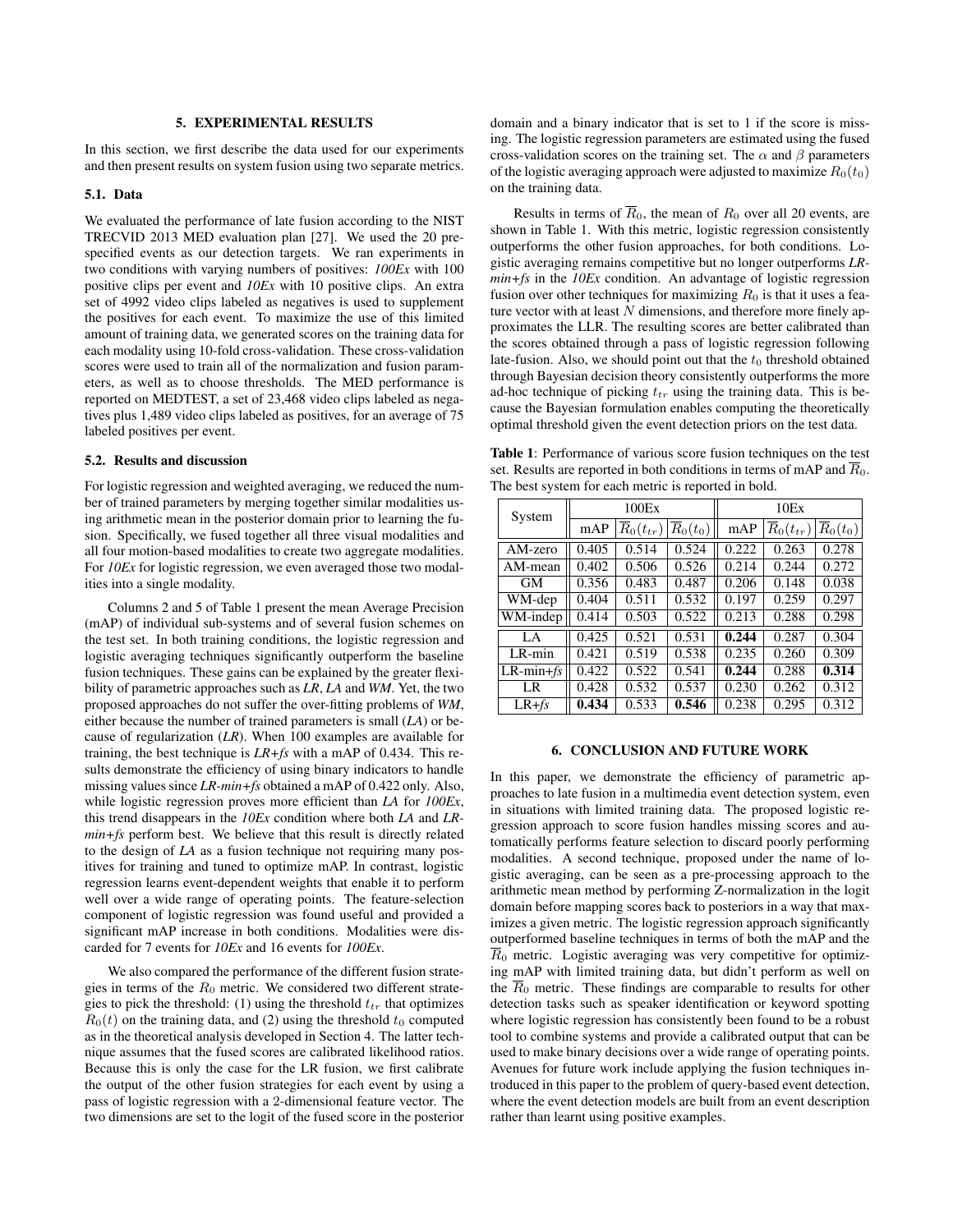## 5. EXPERIMENTAL RESULTS

In this section, we first describe the data used for our experiments and then present results on system fusion using two separate metrics.

### 5.1. Data

We evaluated the performance of late fusion according to the NIST TRECVID 2013 MED evaluation plan [27]. We used the 20 pre-specified events as our detection targets. We ran experiments in two conditions with varying numbers of positives: *100Ex* with 100 positive clips per event and *10Ex* with 10 positive clips. An extra set of 4992 video clips labeled as negatives is used to supplement the positives for each event. To maximize the use of this limited amount of training data, we generated scores on the training data for each modality using 10-fold cross-validation. These cross-validation scores were used to train all of the normalization and fusion parameters, as well as to choose thresholds. The MED performance is reported on MEDTEST, a set of 23,468 video clips labeled as negatives plus 1,489 video clips labeled as positives, for an average of 75 labeled positives per event.

### 5.2. Results and discussion

For logistic regression and weighted averaging, we reduced the number of trained parameters by merging together similar modalities using arithmetic mean in the posterior domain prior to learning the fusion. Specifically, we fused together all three visual modalities and all four motion-based modalities to create two aggregate modalities. For *10Ex* for logistic regression, we even averaged those two modalities into a single modality.

Columns 2 and 5 of Table 1 present the mean Average Precision (mAP) of individual sub-systems and of several fusion schemes on the test set. In both training conditions, the logistic regression and logistic averaging techniques significantly outperform the baseline fusion techniques. These gains can be explained by the greater flexibility of parametric approaches such as *LR*, *LA* and *WM*. Yet, the two proposed approaches do not suffer the over-fitting problems of *WM*, either because the number of trained parameters is small (*LA*) or because of regularization (*LR*). When 100 examples are available for training, the best technique is *LR+fs* with a mAP of 0.434. This results demonstrate the efficiency of using binary indicators to handle missing values since *LR-min+fs* obtained a mAP of 0.422 only. Also, while logistic regression proves more efficient than *LA* for *100Ex*, this trend disappears in the *10Ex* condition where both *LA* and *LR-min+fs* perform best. We believe that this result is directly related to the design of *LA* as a fusion technique not requiring many positives for training and tuned to optimize mAP. In contrast, logistic regression learns event-dependent weights that enable it to perform well over a wide range of operating points. The feature-selection component of logistic regression was found useful and provided a significant mAP increase in both conditions. Modalities were discarded for 7 events for *10Ex* and 16 events for *100Ex*.

We also compared the performance of the different fusion strategies in terms of the $R_0$ metric. We considered two different strategies to pick the threshold: (1) using the threshold $t_{tr}$ that optimizes $R_0(t)$ on the training data, and (2) using the threshold $t_0$ computed as in the theoretical analysis developed in Section 4. The latter technique assumes that the fused scores are calibrated likelihood ratios. Because this is only the case for the LR fusion, we first calibrate the output of the other fusion strategies for each event by using a pass of logistic regression with a 2-dimensional feature vector. The two dimensions are set to the logit of the fused score in the posterior domain and a binary indicator that is set to 1 if the score is missing. The logistic regression parameters are estimated using the fused cross-validation scores on the training set. The $\alpha$ and $\beta$ parameters of the logistic averaging approach were adjusted to maximize $R_0(t_0)$ on the training data.

Results in terms of $\overline{R}_0$, the mean of $R_0$ over all 20 events, are shown in Table 1. With this metric, logistic regression consistently outperforms the other fusion approaches, for both conditions. Logistic averaging remains competitive but no longer outperforms *LR-min+fs* in the *10Ex* condition. An advantage of logistic regression fusion over other techniques for maximizing $R_0$ is that it uses a feature vector with at least $N$ dimensions, and therefore more finely approximates the LLR. The resulting scores are better calibrated than the scores obtained through a pass of logistic regression following late-fusion. Also, we should point out that the $t_0$ threshold obtained through Bayesian decision theory consistently outperforms the more ad-hoc technique of picking $t_{tr}$ using the training data. This is because the Bayesian formulation enables computing the theoretically optimal threshold given the event detection priors on the test data.

**Table 1**: Performance of various score fusion techniques on the test set. Results are reported in both conditions in terms of mAP and $\overline{R}_0$. The best system for each metric is reported in bold.

| System | 100Ex | | | 10Ex | | |
|---|---|---|---|---|---|---|
| | mAP | $\overline{R}_0(t_{tr})$ | $\overline{R}_0(t_0)$ | mAP | $\overline{R}_0(t_{tr})$ | $\overline{R}_0(t_0)$ |
| AM-zero | 0.405 | 0.514 | 0.524 | 0.222 | 0.263 | 0.278 |
| AM-mean | 0.402 | 0.506 | 0.526 | 0.214 | 0.244 | 0.272 |
| GM | 0.356 | 0.483 | 0.487 | 0.206 | 0.148 | 0.038 |
| WM-dep | 0.404 | 0.511 | 0.532 | 0.197 | 0.259 | 0.297 |
| WM-indep | 0.414 | 0.503 | 0.522 | 0.213 | 0.288 | 0.298 |
| LA | 0.425 | 0.521 | 0.531 | **0.244** | 0.287 | 0.304 |
| LR-min | 0.421 | 0.519 | 0.538 | 0.235 | 0.260 | 0.309 |
| LR-min+*fs* | 0.422 | 0.522 | 0.541 | **0.244** | 0.288 | **0.314** |
| LR | 0.428 | 0.532 | 0.537 | 0.230 | 0.262 | 0.312 |
| LR+*fs* | **0.434** | 0.533 | **0.546** | 0.238 | 0.295 | 0.312 |

## 6. CONCLUSION AND FUTURE WORK

In this paper, we demonstrate the efficiency of parametric approaches to late fusion in a multimedia event detection system, even in situations with limited training data. The proposed logistic regression approach to score fusion handles missing scores and automatically performs feature selection to discard poorly performing modalities. A second technique, proposed under the name of logistic averaging, can be seen as a pre-processing approach to the arithmetic mean method by performing Z-normalization in the logit domain before mapping scores back to posteriors in a way that maximizes a given metric. The logistic regression approach significantly outperformed baseline techniques in terms of both the mAP and the $\overline{R}_0$ metric. Logistic averaging was very competitive for optimizing mAP with limited training data, but didn't perform as well on the $\overline{R}_0$ metric. These findings are comparable to results for other detection tasks such as speaker identification or keyword spotting where logistic regression has consistently been found to be a robust tool to combine systems and provide a calibrated output that can be used to make binary decisions over a wide range of operating points. Avenues for future work include applying the fusion techniques introduced in this paper to the problem of query-based event detection, where the event detection models are built from an event description rather than learnt using positive examples.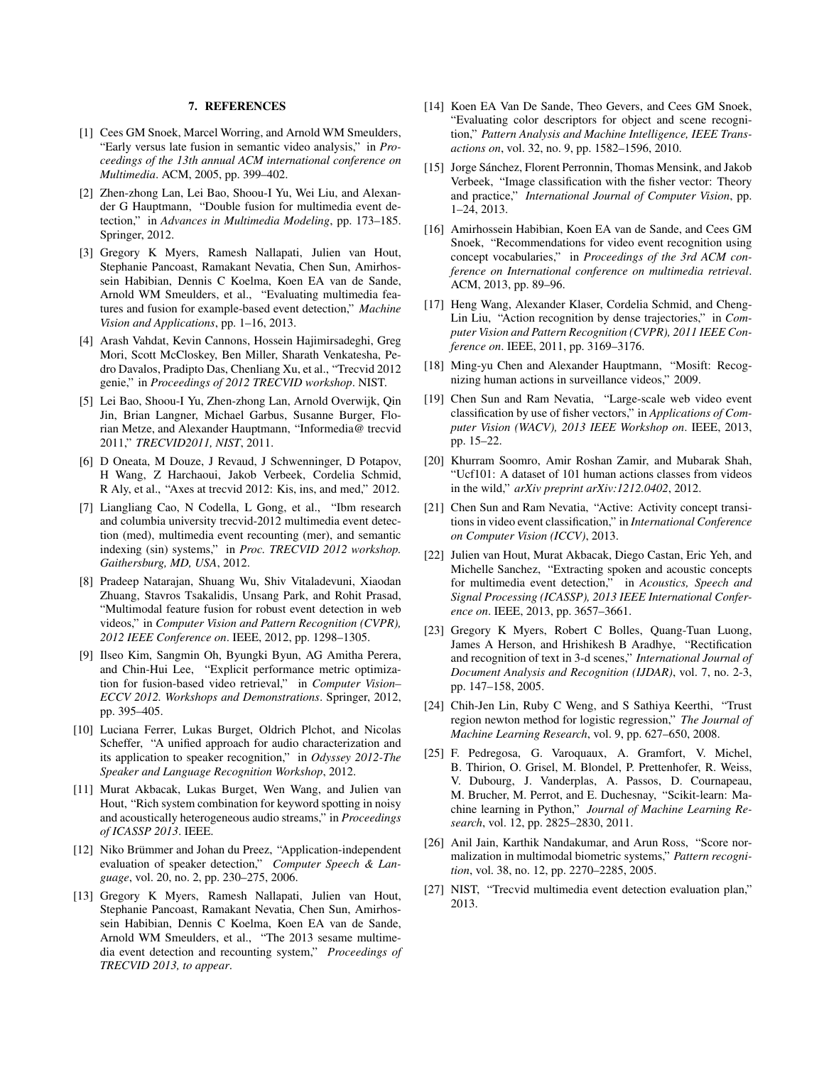## 7. REFERENCES

[1] Cees GM Snoek, Marcel Worring, and Arnold WM Smeulders, "Early versus late fusion in semantic video analysis," in *Proceedings of the 13th annual ACM international conference on Multimedia*. ACM, 2005, pp. 399–402.

[2] Zhen-zhong Lan, Lei Bao, Shoou-I Yu, Wei Liu, and Alexander G Hauptmann, "Double fusion for multimedia event detection," in *Advances in Multimedia Modeling*, pp. 173–185. Springer, 2012.

[3] Gregory K Myers, Ramesh Nallapati, Julien van Hout, Stephanie Pancoast, Ramakant Nevatia, Chen Sun, Amirhossein Habibian, Dennis C Koelma, Koen EA van de Sande, Arnold WM Smeulders, et al., "Evaluating multimedia features and fusion for example-based event detection," *Machine Vision and Applications*, pp. 1–16, 2013.

[4] Arash Vahdat, Kevin Cannons, Hossein Hajimirsadeghi, Greg Mori, Scott McCloskey, Ben Miller, Sharath Venkatesha, Pedro Davalos, Pradipto Das, Chenliang Xu, et al., "Trecvid 2012 genie," in *Proceedings of 2012 TRECVID workshop*. NIST.

[5] Lei Bao, Shoou-I Yu, Zhen-zhong Lan, Arnold Overwijk, Qin Jin, Brian Langner, Michael Garbus, Susanne Burger, Florian Metze, and Alexander Hauptmann, "Informedia@ trecvid 2011," *TRECVID2011, NIST*, 2011.

[6] D Oneata, M Douze, J Revaud, J Schwenninger, D Potapov, H Wang, Z Harchaoui, Jakob Verbeek, Cordelia Schmid, R Aly, et al., "Axes at trecvid 2012: Kis, ins, and med," 2012.

[7] Liangliang Cao, N Codella, L Gong, et al., "Ibm research and columbia university trecvid-2012 multimedia event detection (med), multimedia event recounting (mer), and semantic indexing (sin) systems," in *Proc. TRECVID 2012 workshop. Gaithersburg, MD, USA*, 2012.

[8] Pradeep Natarajan, Shuang Wu, Shiv Vitaladevuni, Xiaodan Zhuang, Stavros Tsakalidis, Unsang Park, and Rohit Prasad, "Multimodal feature fusion for robust event detection in web videos," in *Computer Vision and Pattern Recognition (CVPR), 2012 IEEE Conference on*. IEEE, 2012, pp. 1298–1305.

[9] Ilseo Kim, Sangmin Oh, Byungki Byun, AG Amitha Perera, and Chin-Hui Lee, "Explicit performance metric optimization for fusion-based video retrieval," in *Computer Vision–ECCV 2012. Workshops and Demonstrations*. Springer, 2012, pp. 395–405.

[10] Luciana Ferrer, Lukas Burget, Oldrich Plchot, and Nicolas Scheffer, "A unified approach for audio characterization and its application to speaker recognition," in *Odyssey 2012-The Speaker and Language Recognition Workshop*, 2012.

[11] Murat Akbacak, Lukas Burget, Wen Wang, and Julien van Hout, "Rich system combination for keyword spotting in noisy and acoustically heterogeneous audio streams," in *Proceedings of ICASSP 2013*. IEEE.

[12] Niko Brümmer and Johan du Preez, "Application-independent evaluation of speaker detection," *Computer Speech & Language*, vol. 20, no. 2, pp. 230–275, 2006.

[13] Gregory K Myers, Ramesh Nallapati, Julien van Hout, Stephanie Pancoast, Ramakant Nevatia, Chen Sun, Amirhossein Habibian, Dennis C Koelma, Koen EA van de Sande, Arnold WM Smeulders, et al., "The 2013 sesame multimedia event detection and recounting system," *Proceedings of TRECVID 2013, to appear*.

[14] Koen EA Van De Sande, Theo Gevers, and Cees GM Snoek, "Evaluating color descriptors for object and scene recognition," *Pattern Analysis and Machine Intelligence, IEEE Transactions on*, vol. 32, no. 9, pp. 1582–1596, 2010.

[15] Jorge Sánchez, Florent Perronnin, Thomas Mensink, and Jakob Verbeek, "Image classification with the fisher vector: Theory and practice," *International Journal of Computer Vision*, pp. 1–24, 2013.

[16] Amirhossein Habibian, Koen EA van de Sande, and Cees GM Snoek, "Recommendations for video event recognition using concept vocabularies," in *Proceedings of the 3rd ACM conference on International conference on multimedia retrieval*. ACM, 2013, pp. 89–96.

[17] Heng Wang, Alexander Klaser, Cordelia Schmid, and Cheng-Lin Liu, "Action recognition by dense trajectories," in *Computer Vision and Pattern Recognition (CVPR), 2011 IEEE Conference on*. IEEE, 2011, pp. 3169–3176.

[18] Ming-yu Chen and Alexander Hauptmann, "Mosift: Recognizing human actions in surveillance videos," 2009.

[19] Chen Sun and Ram Nevatia, "Large-scale web video event classification by use of fisher vectors," in *Applications of Computer Vision (WACV), 2013 IEEE Workshop on*. IEEE, 2013, pp. 15–22.

[20] Khurram Soomro, Amir Roshan Zamir, and Mubarak Shah, "Ucf101: A dataset of 101 human actions classes from videos in the wild," *arXiv preprint arXiv:1212.0402*, 2012.

[21] Chen Sun and Ram Nevatia, "Active: Activity concept transitions in video event classification," in *International Conference on Computer Vision (ICCV)*, 2013.

[22] Julien van Hout, Murat Akbacak, Diego Castan, Eric Yeh, and Michelle Sanchez, "Extracting spoken and acoustic concepts for multimedia event detection," in *Acoustics, Speech and Signal Processing (ICASSP), 2013 IEEE International Conference on*. IEEE, 2013, pp. 3657–3661.

[23] Gregory K Myers, Robert C Bolles, Quang-Tuan Luong, James A Herson, and Hrishikesh B Aradhye, "Rectification and recognition of text in 3-d scenes," *International Journal of Document Analysis and Recognition (IJDAR)*, vol. 7, no. 2-3, pp. 147–158, 2005.

[24] Chih-Jen Lin, Ruby C Weng, and S Sathiya Keerthi, "Trust region newton method for logistic regression," *The Journal of Machine Learning Research*, vol. 9, pp. 627–650, 2008.

[25] F. Pedregosa, G. Varoquaux, A. Gramfort, V. Michel, B. Thirion, O. Grisel, M. Blondel, P. Prettenhofer, R. Weiss, V. Dubourg, J. Vanderplas, A. Passos, D. Cournapeau, M. Brucher, M. Perrot, and E. Duchesnay, "Scikit-learn: Machine learning in Python," *Journal of Machine Learning Research*, vol. 12, pp. 2825–2830, 2011.

[26] Anil Jain, Karthik Nandakumar, and Arun Ross, "Score normalization in multimodal biometric systems," *Pattern recognition*, vol. 38, no. 12, pp. 2270–2285, 2005.

[27] NIST, "Trecvid multimedia event detection evaluation plan," 2013.